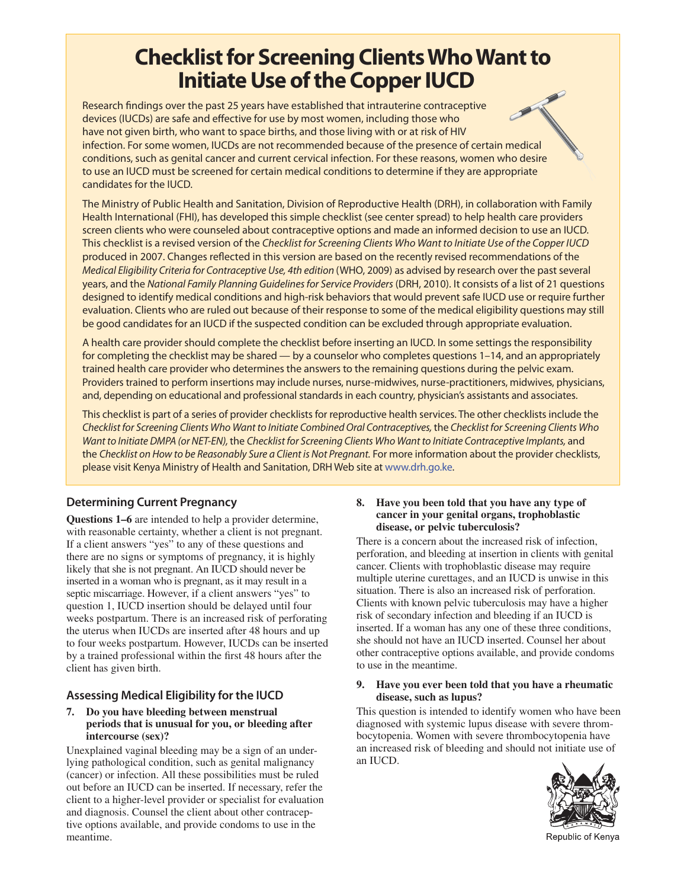# Checklist for Screening Clients Who Want to Initiate Use of the Copper IUCD

Research findings over the past 25 years have established that intrauterine contraceptive devices (IUCDs) are safe and effective for use by most women, including those who have not given birth, who want to space births, and those living with or at risk of HIV infection. For some women, IUCDs are not recommended because of the presence of certain medical conditions, such as genital cancer and current cervical infection. For these reasons, women who desire to use an IUCD must be screened for certain medical conditions to determine if they are appropriate candidates for the IUCD.

The Ministry of Public Health and Sanitation, Division of Reproductive Health (DRH), in collaboration with Family Health International (FHI), has developed this simple checklist (see center spread) to help health care providers screen clients who were counseled about contraceptive options and made an informed decision to use an IUCD. This checklist is a revised version of the *Checklist for Screening Clients Who Want to Initiate Use of the Copper IUCD* produced in 2007. Changes reflected in this version are based on the recently revised recommendations of the *Medical Eligibility Criteria for Contraceptive Use, 4th edition* (WHO, 2009) as advised by research over the past several years, and the *National Family Planning Guidelines for Service Providers* (DRH, 2010). It consists of a list of 21 questions designed to identify medical conditions and high-risk behaviors that would prevent safe IUCD use or require further evaluation. Clients who are ruled out because of their response to some of the medical eligibility questions may still be good candidates for an IUCD if the suspected condition can be excluded through appropriate evaluation.

A health care provider should complete the checklist before inserting an IUCD. In some settings the responsibility for completing the checklist may be shared — by a counselor who completes questions 1–14, and an appropriately trained health care provider who determines the answers to the remaining questions during the pelvic exam. Providers trained to perform insertions may include nurses, nurse-midwives, nurse-practitioners, midwives, physicians, and, depending on educational and professional standards in each country, physician's assistants and associates.

This checklist is part of a series of provider checklists for reproductive health services. The other checklists include the *Checklist for Screening Clients Who Want to Initiate Combined Oral Contraceptives,* the *Checklist for Screening Clients Who Want to Initiate DMPA (or NET-EN),* the *Checklist for Screening Clients Who Want to Initiate Contraceptive Implants,* and the *Checklist on How to be Reasonably Sure a Client is Not Pregnant.* For more information about the provider checklists, please visit Kenya Ministry of Health and Sanitation, DRH Web site at www.drh.go.ke.

## Determining Current Pregnancy

**Questions 1–6** are intended to help a provider determine, with reasonable certainty, whether a client is not pregnant. If a client answers "yes" to any of these questions and there are no signs or symptoms of pregnancy, it is highly likely that she is not pregnant. An IUCD should never be inserted in a woman who is pregnant, as it may result in a septic miscarriage. However, if a client answers "yes" to question 1, IUCD insertion should be delayed until four weeks postpartum. There is an increased risk of perforating the uterus when IUCDs are inserted after 48 hours and up to four weeks postpartum. However, IUCDs can be inserted by a trained professional within the first 48 hours after the client has given birth.

## Assessing Medical Eligibility for the IUCD

**7. Do you have bleeding between menstrual periods that is unusual for you, or bleeding after intercourse (sex)?**

Unexplained vaginal bleeding may be a sign of an underlying pathological condition, such as genital malignancy (cancer) or infection. All these possibilities must be ruled out before an IUCD can be inserted. If necessary, refer the client to a higher-level provider or specialist for evaluation and diagnosis. Counsel the client about other contraceptive options available, and provide condoms to use in the meantime.

**8. Have you been told that you have any type of cancer in your genital organs, trophoblastic disease, or pelvic tuberculosis?**

There is a concern about the increased risk of infection, perforation, and bleeding at insertion in clients with genital cancer. Clients with trophoblastic disease may require multiple uterine curettages, and an IUCD is unwise in this situation. There is also an increased risk of perforation. Clients with known pelvic tuberculosis may have a higher risk of secondary infection and bleeding if an IUCD is inserted. If a woman has any one of these three conditions, she should not have an IUCD inserted. Counsel her about other contraceptive options available, and provide condoms to use in the meantime.

**9. Have you ever been told that you have a rheumatic disease, such as lupus?**

This question is intended to identify women who have been diagnosed with systemic lupus disease with severe thrombocytopenia. Women with severe thrombocytopenia have an increased risk of bleeding and should not initiate use of an IUCD.

Republic of Kenya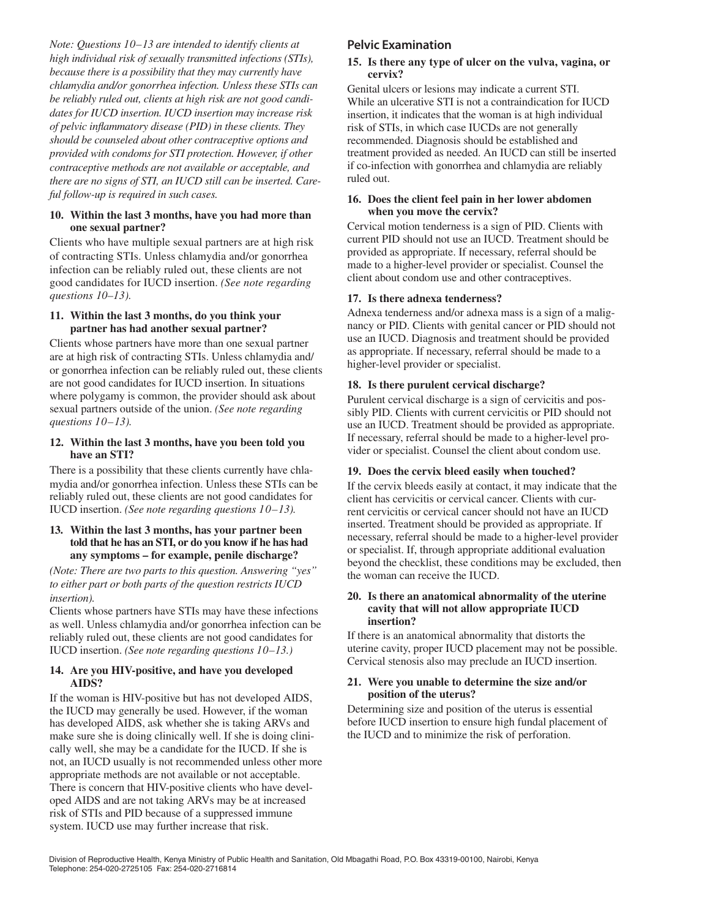*Note: Questions 10–13 are intended to identify clients at high individual risk of sexually transmitted infections (STIs), because there is a possibility that they may currently have chlamydia and/or gonorrhea infection. Unless these STIs can be reliably ruled out, clients at high risk are not good candidates for IUCD insertion. IUCD insertion may increase risk of pelvic inflammatory disease (PID) in these clients. They should be counseled about other contraceptive options and provided with condoms for STI protection. However, if other contraceptive methods are not available or acceptable, and there are no signs of STI, an IUCD still can be inserted. Careful follow-up is required in such cases.*

**10. Within the last 3 months, have you had more than one sexual partner?**

Clients who have multiple sexual partners are at high risk of contracting STIs. Unless chlamydia and/or gonorrhea infection can be reliably ruled out, these clients are not good candidates for IUCD insertion. *(See note regarding questions 10–13).*

**11. Within the last 3 months, do you think your partner has had another sexual partner?**

Clients whose partners have more than one sexual partner are at high risk of contracting STIs. Unless chlamydia and/or gonorrhea infection can be reliably ruled out, these clients are not good candidates for IUCD insertion. In situations where polygamy is common, the provider should ask about sexual partners outside of the union. *(See note regarding questions 10–13).*

**12. Within the last 3 months, have you been told you have an STI?**

There is a possibility that these clients currently have chlamydia and/or gonorrhea infection. Unless these STIs can be reliably ruled out, these clients are not good candidates for IUCD insertion. *(See note regarding questions 10–13).*

**13. Within the last 3 months, has your partner been told that he has an STI, or do you know if he has had any symptoms – for example, penile discharge?**

*(Note: There are two parts to this question. Answering "yes" to either part or both parts of the question restricts IUCD insertion).*

Clients whose partners have STIs may have these infections as well. Unless chlamydia and/or gonorrhea infection can be reliably ruled out, these clients are not good candidates for IUCD insertion. *(See note regarding questions 10–13.)*

**14. Are you HIV-positive, and have you developed AIDS?**

If the woman is HIV-positive but has not developed AIDS, the IUCD may generally be used. However, if the woman has developed AIDS, ask whether she is taking ARVs and make sure she is doing clinically well. If she is doing clinically well, she may be a candidate for the IUCD. If she is not, an IUCD usually is not recommended unless other more appropriate methods are not available or not acceptable. There is concern that HIV-positive clients who have developed AIDS and are not taking ARVs may be at increased risk of STIs and PID because of a suppressed immune system. IUCD use may further increase that risk.

## Pelvic Examination

**15. Is there any type of ulcer on the vulva, vagina, or cervix?**

Genital ulcers or lesions may indicate a current STI. While an ulcerative STI is not a contraindication for IUCD insertion, it indicates that the woman is at high individual risk of STIs, in which case IUCDs are not generally recommended. Diagnosis should be established and treatment provided as needed. An IUCD can still be inserted if co-infection with gonorrhea and chlamydia are reliably ruled out.

**16. Does the client feel pain in her lower abdomen when you move the cervix?**

Cervical motion tenderness is a sign of PID. Clients with current PID should not use an IUCD. Treatment should be provided as appropriate. If necessary, referral should be made to a higher-level provider or specialist. Counsel the client about condom use and other contraceptives.

**17. Is there adnexa tenderness?**

Adnexa tenderness and/or adnexa mass is a sign of a malignancy or PID. Clients with genital cancer or PID should not use an IUCD. Diagnosis and treatment should be provided as appropriate. If necessary, referral should be made to a higher-level provider or specialist.

**18. Is there purulent cervical discharge?**

Purulent cervical discharge is a sign of cervicitis and possibly PID. Clients with current cervicitis or PID should not use an IUCD. Treatment should be provided as appropriate. If necessary, referral should be made to a higher-level provider or specialist. Counsel the client about condom use.

**19. Does the cervix bleed easily when touched?**

If the cervix bleeds easily at contact, it may indicate that the client has cervicitis or cervical cancer. Clients with current cervicitis or cervical cancer should not have an IUCD inserted. Treatment should be provided as appropriate. If necessary, referral should be made to a higher-level provider or specialist. If, through appropriate additional evaluation beyond the checklist, these conditions may be excluded, then the woman can receive the IUCD.

**20. Is there an anatomical abnormality of the uterine cavity that will not allow appropriate IUCD insertion?**

If there is an anatomical abnormality that distorts the uterine cavity, proper IUCD placement may not be possible. Cervical stenosis also may preclude an IUCD insertion.

**21. Were you unable to determine the size and/or position of the uterus?**

Determining size and position of the uterus is essential before IUCD insertion to ensure high fundal placement of the IUCD and to minimize the risk of perforation.

Division of Reproductive Health, Kenya Ministry of Public Health and Sanitation, Old Mbagathi Road, P.O. Box 43319-00100, Nairobi, Kenya
Telephone: 254-020-2725105 Fax: 254-020-2716814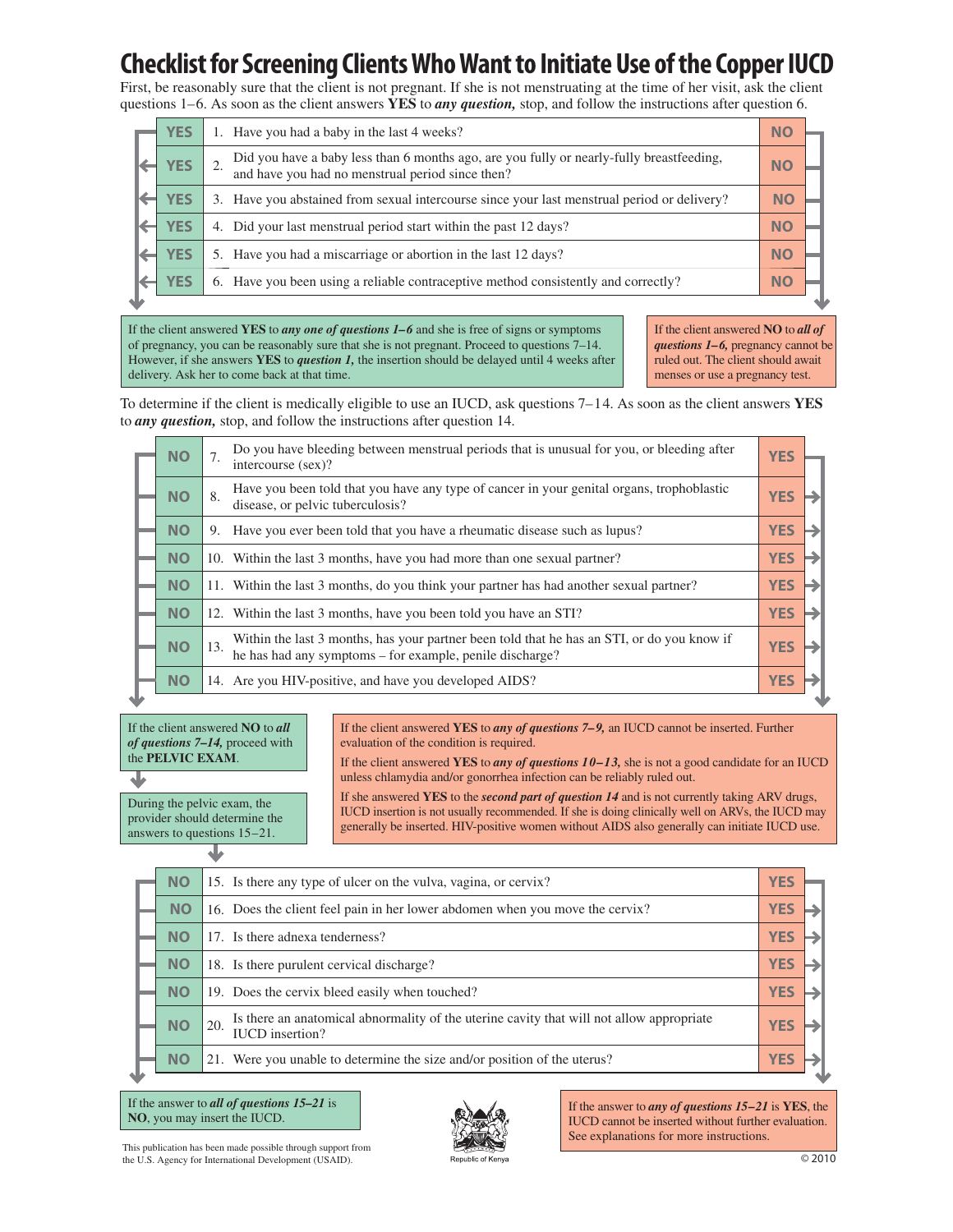# Checklist for Screening Clients Who Want to Initiate Use of the Copper IUCD

First, be reasonably sure that the client is not pregnant. If she is not menstruating at the time of her visit, ask the client questions 1–6. As soon as the client answers **YES** to ***any question,*** stop, and follow the instructions after question 6.

| | | |
|---|---|---|
| YES | 1. Have you had a baby in the last 4 weeks? | NO |
| YES | 2. Did you have a baby less than 6 months ago, are you fully or nearly-fully breastfeeding, and have you had no menstrual period since then? | NO |
| YES | 3. Have you abstained from sexual intercourse since your last menstrual period or delivery? | NO |
| YES | 4. Did your last menstrual period start within the past 12 days? | NO |
| YES | 5. Have you had a miscarriage or abortion in the last 12 days? | NO |
| YES | 6. Have you been using a reliable contraceptive method consistently and correctly? | NO |

If the client answered **YES** to ***any one of questions 1–6*** and she is free of signs or symptoms of pregnancy, you can be reasonably sure that she is not pregnant. Proceed to questions 7–14. However, if she answers **YES** to ***question 1,*** the insertion should be delayed until 4 weeks after delivery. Ask her to come back at that time.

If the client answered **NO** to ***all of questions 1–6,*** pregnancy cannot be ruled out. The client should await menses or use a pregnancy test.

To determine if the client is medically eligible to use an IUCD, ask questions 7–14. As soon as the client answers **YES** to ***any question,*** stop, and follow the instructions after question 14.

| | | |
|---|---|---|
| NO | 7. Do you have bleeding between menstrual periods that is unusual for you, or bleeding after intercourse (sex)? | YES |
| NO | 8. Have you been told that you have any type of cancer in your genital organs, trophoblastic disease, or pelvic tuberculosis? | YES |
| NO | 9. Have you ever been told that you have a rheumatic disease such as lupus? | YES |
| NO | 10. Within the last 3 months, have you had more than one sexual partner? | YES |
| NO | 11. Within the last 3 months, do you think your partner has had another sexual partner? | YES |
| NO | 12. Within the last 3 months, have you been told you have an STI? | YES |
| NO | 13. Within the last 3 months, has your partner been told that he has an STI, or do you know if he has had any symptoms – for example, penile discharge? | YES |
| NO | 14. Are you HIV-positive, and have you developed AIDS? | YES |

If the client answered **NO** to ***all of questions 7–14,*** proceed with the **PELVIC EXAM**.

During the pelvic exam, the provider should determine the answers to questions 15–21.

If the client answered **YES** to ***any of questions 7–9,*** an IUCD cannot be inserted. Further evaluation of the condition is required.

If the client answered **YES** to ***any of questions 10–13,*** she is not a good candidate for an IUCD unless chlamydia and/or gonorrhea infection can be reliably ruled out.

If she answered **YES** to the ***second part of question 14*** and is not currently taking ARV drugs, IUCD insertion is not usually recommended. If she is doing clinically well on ARVs, the IUCD may generally be inserted. HIV-positive women without AIDS also generally can initiate IUCD use.

| | | |
|---|---|---|
| NO | 15. Is there any type of ulcer on the vulva, vagina, or cervix? | YES |
| NO | 16. Does the client feel pain in her lower abdomen when you move the cervix? | YES |
| NO | 17. Is there adnexa tenderness? | YES |
| NO | 18. Is there purulent cervical discharge? | YES |
| NO | 19. Does the cervix bleed easily when touched? | YES |
| NO | 20. Is there an anatomical abnormality of the uterine cavity that will not allow appropriate IUCD insertion? | YES |
| NO | 21. Were you unable to determine the size and/or position of the uterus? | YES |

If the answer to ***all of questions 15–21*** is **NO**, you may insert the IUCD.

If the answer to ***any of questions 15–21*** is **YES**, the IUCD cannot be inserted without further evaluation. See explanations for more instructions.

This publication has been made possible through support from the U.S. Agency for International Development (USAID).

Republic of Kenya

© 2010